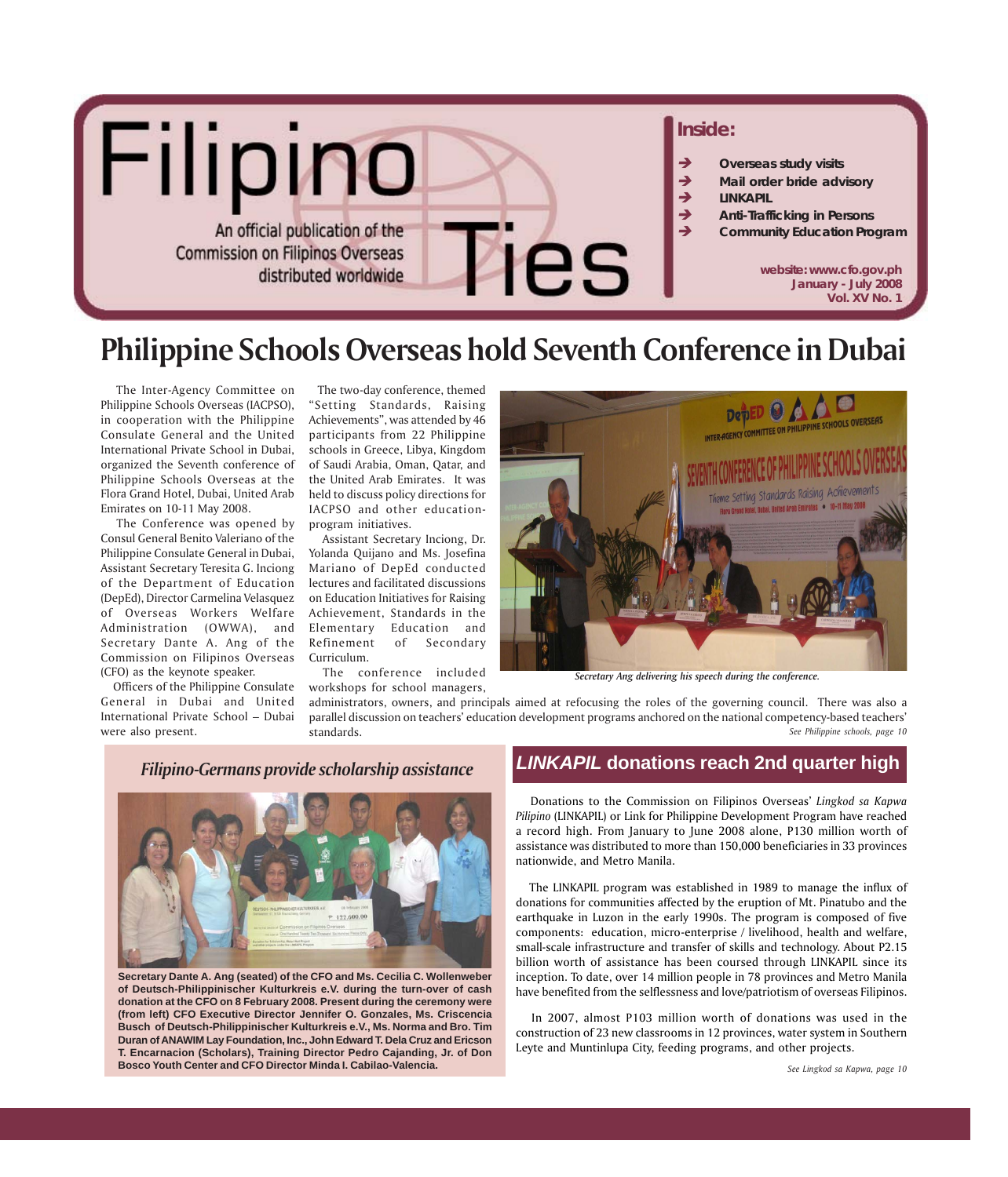# Filipino Ties

An official publication of the Commission on Filipinos Overseas distributed worldwide

**Inside:**

- Overseas study visits
- Mail order bride advisory
- LINKAPIL
- Anti-Trafficking in Persons
- Community Education Program

**website: www.cfo.gov.ph**
**January - July 2008**
**Vol. XV No. 1**

# Philippine Schools Overseas hold Seventh Conference in Dubai

The Inter-Agency Committee on Philippine Schools Overseas (IACPSO), in cooperation with the Philippine Consulate General and the United International Private School in Dubai, organized the Seventh conference of Philippine Schools Overseas at the Flora Grand Hotel, Dubai, United Arab Emirates on 10-11 May 2008.

The Conference was opened by Consul General Benito Valeriano of the Philippine Consulate General in Dubai, Assistant Secretary Teresita G. Inciong of the Department of Education (DepEd), Director Carmelina Velasquez of Overseas Workers Welfare Administration (OWWA), and Secretary Dante A. Ang of the Commission on Filipinos Overseas (CFO) as the keynote speaker.

Officers of the Philippine Consulate General in Dubai and United International Private School – Dubai were also present.

The two-day conference, themed "Setting Standards, Raising Achievements", was attended by 46 participants from 22 Philippine schools in Greece, Libya, Kingdom of Saudi Arabia, Oman, Qatar, and the United Arab Emirates. It was held to discuss policy directions for IACPSO and other education-program initiatives.

Assistant Secretary Inciong, Dr. Yolanda Quijano and Ms. Josefina Mariano of DepEd conducted lectures and facilitated discussions on Education Initiatives for Raising Achievement, Standards in the Elementary Education and Refinement of Secondary Curriculum.

The conference included workshops for school managers, administrators, owners, and principals aimed at refocusing the roles of the governing council. There was also a parallel discussion on teachers' education development programs anchored on the national competency-based teachers' standards.

*Secretary Ang delivering his speech during the conference.*

*See Philippine schools, page 10*

## *Filipino-Germans provide scholarship assistance*

**Secretary Dante A. Ang (seated) of the CFO and Ms. Cecilia C. Wollenweber of Deutsch-Philippinischer Kulturkreis e.V. during the turn-over of cash donation at the CFO on 8 February 2008. Present during the ceremony were (from left) CFO Executive Director Jennifer O. Gonzales, Ms. Criscencia Busch of Deutsch-Philippinischer Kulturkreis e.V., Ms. Norma and Bro. Tim Duran of ANAWIM Lay Foundation, Inc., John Edward T. Dela Cruz and Ericson T. Encarnacion (Scholars), Training Director Pedro Cajanding, Jr. of Don Bosco Youth Center and CFO Director Minda I. Cabilao-Valencia.**

## *LINKAPIL* donations reach 2nd quarter high

Donations to the Commission on Filipinos Overseas' *Lingkod sa Kapwa Pilipino* (LINKAPIL) or Link for Philippine Development Program have reached a record high. From January to June 2008 alone, P130 million worth of assistance was distributed to more than 150,000 beneficiaries in 33 provinces nationwide, and Metro Manila.

The LINKAPIL program was established in 1989 to manage the influx of donations for communities affected by the eruption of Mt. Pinatubo and the earthquake in Luzon in the early 1990s. The program is composed of five components: education, micro-enterprise / livelihood, health and welfare, small-scale infrastructure and transfer of skills and technology. About P2.15 billion worth of assistance has been coursed through LINKAPIL since its inception. To date, over 14 million people in 78 provinces and Metro Manila have benefited from the selflessness and love/patriotism of overseas Filipinos.

In 2007, almost P103 million worth of donations was used in the construction of 23 new classrooms in 12 provinces, water system in Southern Leyte and Muntinlupa City, feeding programs, and other projects.

*See Lingkod sa Kapwa, page 10*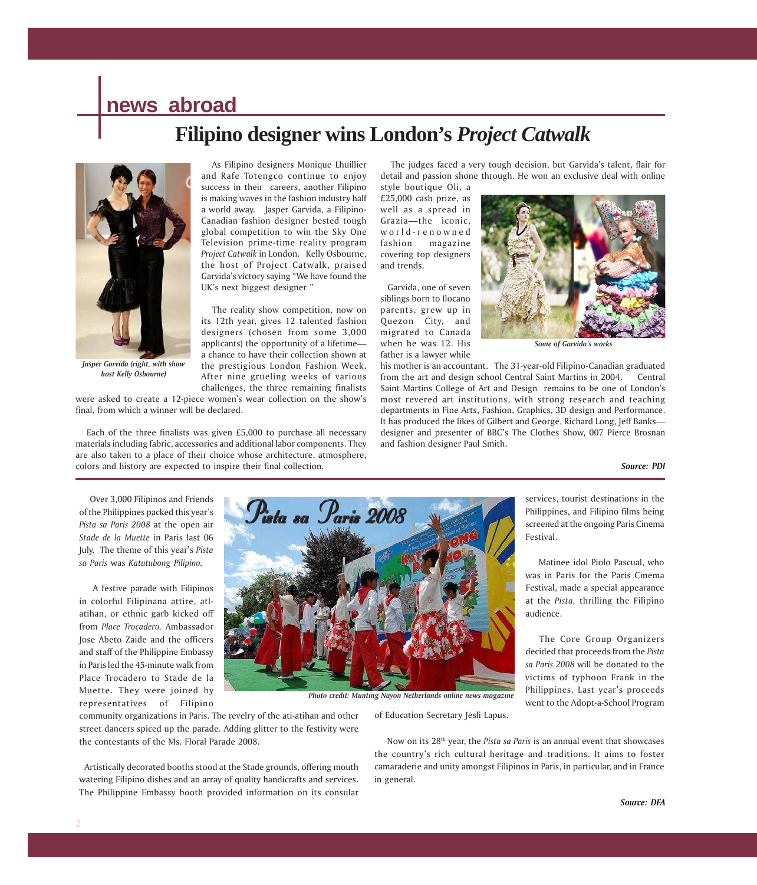## news abroad

# Filipino designer wins London's *Project Catwalk*

Jasper Garvida (right, with show host Kelly Osbourne)

As Filipino designers Monique Lhuillier and Rafe Totengco continue to enjoy success in their careers, another Filipino is making waves in the fashion industry half a world away. Jasper Garvida, a Filipino-Canadian fashion designer bested tough global competition to win the Sky One Television prime-time reality program *Project Catwalk* in London. Kelly Osbourne, the host of Project Catwalk, praised Garvida's victory saying "We have found the UK's next biggest designer "

The reality show competition, now on its 12th year, gives 12 talented fashion designers (chosen from some 3,000 applicants) the opportunity of a lifetime—a chance to have their collection shown at the prestigious London Fashion Week. After nine grueling weeks of various challenges, the three remaining finalists were asked to create a 12-piece women's wear collection on the show's final, from which a winner will be declared.

Each of the three finalists was given £5,000 to purchase all necessary materials including fabric, accessories and additional labor components. They are also taken to a place of their choice whose architecture, atmosphere, colors and history are expected to inspire their final collection.

The judges faced a very tough decision, but Garvida's talent, flair for detail and passion shone through. He won an exclusive deal with online style boutique Oli, a £25,000 cash prize, as well as a spread in Grazia—the iconic, world-renowned fashion magazine covering top designers and trends.

Some of Garvida's works

Garvida, one of seven siblings born to Ilocano parents, grew up in Quezon City, and migrated to Canada when he was 12. His father is a lawyer while his mother is an accountant. The 31-year-old Filipino-Canadian graduated from the art and design school Central Saint Martins in 2004. Central Saint Martins College of Art and Design remains to be one of London's most revered art institutions, with strong research and teaching departments in Fine Arts, Fashion, Graphics, 3D design and Performance. It has produced the likes of Gilbert and George, Richard Long, Jeff Banks—designer and presenter of BBC's The Clothes Show, 007 Pierce Brosnan and fashion designer Paul Smith.

***Source: PDI***

---

Over 3,000 Filipinos and Friends of the Philippines packed this year's *Pista sa Paris 2008* at the open air *Stade de la Muette* in Paris last 06 July. The theme of this year's *Pista sa Paris* was *Katutubong Pilipino.*

A festive parade with Filipinos in colorful Filipinana attire, atl-atihan, or ethnic garb kicked off from *Place Trocadero.* Ambassador Jose Abeto Zaide and the officers and staff of the Philippine Embassy in Paris led the 45-minute walk from Place Trocadero to Stade de la Muette. They were joined by representatives of Filipino community organizations in Paris. The revelry of the ati-atihan and other street dancers spiced up the parade. Adding glitter to the festivity were the contestants of the Ms. Floral Parade 2008.

Photo credit: Munting Nayon Netherlands online news magazine

Artistically decorated booths stood at the Stade grounds, offering mouth watering Filipino dishes and an array of quality handicrafts and services. The Philippine Embassy booth provided information on its consular services, tourist destinations in the Philippines, and Filipino films being screened at the ongoing Paris Cinema Festival.

Matinee idol Piolo Pascual, who was in Paris for the Paris Cinema Festival, made a special appearance at the *Pista,* thrilling the Filipino audience.

The Core Group Organizers decided that proceeds from the *Pista sa Paris 2008* will be donated to the victims of typhoon Frank in the Philippines. Last year's proceeds went to the Adopt-a-School Program of Education Secretary Jesli Lapus.

Now on its 28th year, the *Pista sa Paris* is an annual event that showcases the country's rich cultural heritage and traditions. It aims to foster camaraderie and unity amongst Filipinos in Paris, in particular, and in France in general.

***Source: DFA***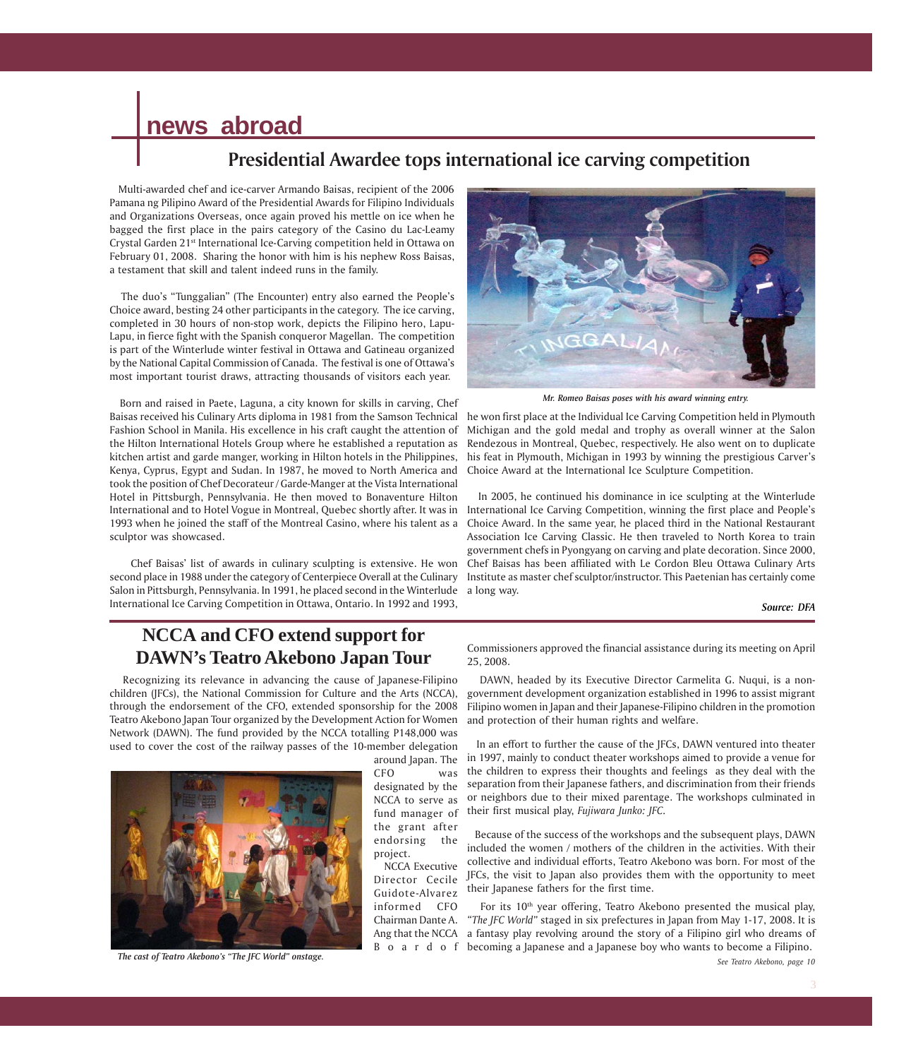# news abroad

## Presidential Awardee tops international ice carving competition

Multi-awarded chef and ice-carver Armando Baisas, recipient of the 2006 Pamana ng Pilipino Award of the Presidential Awards for Filipino Individuals and Organizations Overseas, once again proved his mettle on ice when he bagged the first place in the pairs category of the Casino du Lac-Leamy Crystal Garden 21st International Ice-Carving competition held in Ottawa on February 01, 2008. Sharing the honor with him is his nephew Ross Baisas, a testament that skill and talent indeed runs in the family.

The duo's "Tunggalian" (The Encounter) entry also earned the People's Choice award, besting 24 other participants in the category. The ice carving, completed in 30 hours of non-stop work, depicts the Filipino hero, Lapu-Lapu, in fierce fight with the Spanish conqueror Magellan. The competition is part of the Winterlude winter festival in Ottawa and Gatineau organized by the National Capital Commission of Canada. The festival is one of Ottawa's most important tourist draws, attracting thousands of visitors each year.

*Mr. Romeo Baisas poses with his award winning entry.*

Born and raised in Paete, Laguna, a city known for skills in carving, Chef Baisas received his Culinary Arts diploma in 1981 from the Samson Technical Fashion School in Manila. His excellence in his craft caught the attention of the Hilton International Hotels Group where he established a reputation as kitchen artist and garde manger, working in Hilton hotels in the Philippines, Kenya, Cyprus, Egypt and Sudan. In 1987, he moved to North America and took the position of Chef Decorateur / Garde-Manger at the Vista International Hotel in Pittsburgh, Pennsylvania. He then moved to Bonaventure Hilton International and to Hotel Vogue in Montreal, Quebec shortly after. It was in 1993 when he joined the staff of the Montreal Casino, where his talent as a sculptor was showcased.

Chef Baisas' list of awards in culinary sculpting is extensive. He won second place in 1988 under the category of Centerpiece Overall at the Culinary Salon in Pittsburgh, Pennsylvania. In 1991, he placed second in the Winterlude International Ice Carving Competition in Ottawa, Ontario. In 1992 and 1993, he won first place at the Individual Ice Carving Competition held in Plymouth Michigan and the gold medal and trophy as overall winner at the Salon Rendezous in Montreal, Quebec, respectively. He also went on to duplicate his feat in Plymouth, Michigan in 1993 by winning the prestigious Carver's Choice Award at the International Ice Sculpture Competition.

In 2005, he continued his dominance in ice sculpting at the Winterlude International Ice Carving Competition, winning the first place and People's Choice Award. In the same year, he placed third in the National Restaurant Association Ice Carving Classic. He then traveled to North Korea to train government chefs in Pyongyang on carving and plate decoration. Since 2000, Chef Baisas has been affiliated with Le Cordon Bleu Ottawa Culinary Arts Institute as master chef sculptor/instructor. This Paetenian has certainly come a long way.

***Source: DFA***

## NCCA and CFO extend support for DAWN's Teatro Akebono Japan Tour

Recognizing its relevance in advancing the cause of Japanese-Filipino children (JFCs), the National Commission for Culture and the Arts (NCCA), through the endorsement of the CFO, extended sponsorship for the 2008 Teatro Akebono Japan Tour organized by the Development Action for Women Network (DAWN). The fund provided by the NCCA totalling P148,000 was used to cover the cost of the railway passes of the 10-member delegation around Japan. The CFO was designated by the NCCA to serve as fund manager of the grant after endorsing the project.

*The cast of Teatro Akebono's "The JFC World" onstage.*

NCCA Executive Director Cecile Guidote-Alvarez informed CFO Chairman Dante A. Ang that the NCCA Board of Commissioners approved the financial assistance during its meeting on April 25, 2008.

DAWN, headed by its Executive Director Carmelita G. Nuqui, is a non-government development organization established in 1996 to assist migrant Filipino women in Japan and their Japanese-Filipino children in the promotion and protection of their human rights and welfare.

In an effort to further the cause of the JFCs, DAWN ventured into theater in 1997, mainly to conduct theater workshops aimed to provide a venue for the children to express their thoughts and feelings as they deal with the separation from their Japanese fathers, and discrimination from their friends or neighbors due to their mixed parentage. The workshops culminated in their first musical play, *Fujiwara Junko: JFC*.

Because of the success of the workshops and the subsequent plays, DAWN included the women / mothers of the children in the activities. With their collective and individual efforts, Teatro Akebono was born. For most of the JFCs, the visit to Japan also provides them with the opportunity to meet their Japanese fathers for the first time.

For its 10th year offering, Teatro Akebono presented the musical play, "*The JFC World*" staged in six prefectures in Japan from May 1-17, 2008. It is a fantasy play revolving around the story of a Filipino girl who dreams of becoming a Japanese and a Japanese boy who wants to become a Filipino.

*See Teatro Akebono, page 10*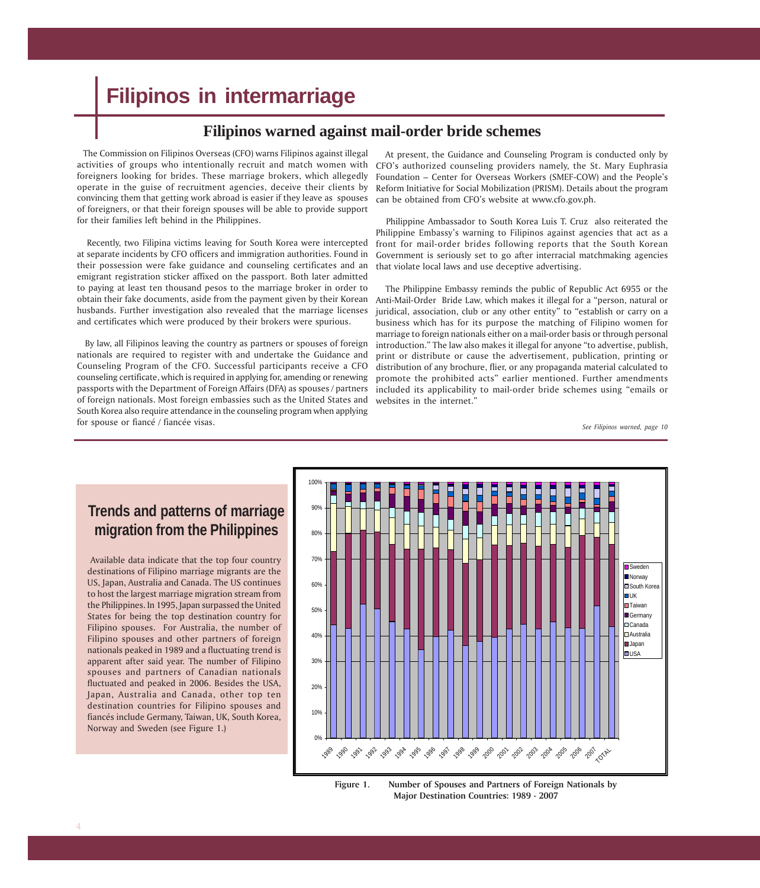# Filipinos in intermarriage

## Filipinos warned against mail-order bride schemes

The Commission on Filipinos Overseas (CFO) warns Filipinos against illegal activities of groups who intentionally recruit and match women with foreigners looking for brides. These marriage brokers, which allegedly operate in the guise of recruitment agencies, deceive their clients by convincing them that getting work abroad is easier if they leave as spouses of foreigners, or that their foreign spouses will be able to provide support for their families left behind in the Philippines.

Recently, two Filipina victims leaving for South Korea were intercepted at separate incidents by CFO officers and immigration authorities. Found in their possession were fake guidance and counseling certificates and an emigrant registration sticker affixed on the passport. Both later admitted to paying at least ten thousand pesos to the marriage broker in order to obtain their fake documents, aside from the payment given by their Korean husbands. Further investigation also revealed that the marriage licenses and certificates which were produced by their brokers were spurious.

By law, all Filipinos leaving the country as partners or spouses of foreign nationals are required to register with and undertake the Guidance and Counseling Program of the CFO. Successful participants receive a CFO counseling certificate, which is required in applying for, amending or renewing passports with the Department of Foreign Affairs (DFA) as spouses / partners of foreign nationals. Most foreign embassies such as the United States and South Korea also require attendance in the counseling program when applying for spouse or fiancé / fiancée visas.

At present, the Guidance and Counseling Program is conducted only by CFO's authorized counseling providers namely, the St. Mary Euphrasia Foundation – Center for Overseas Workers (SMEF-COW) and the People's Reform Initiative for Social Mobilization (PRISM). Details about the program can be obtained from CFO's website at www.cfo.gov.ph.

Philippine Ambassador to South Korea Luis T. Cruz also reiterated the Philippine Embassy's warning to Filipinos against agencies that act as a front for mail-order brides following reports that the South Korean Government is seriously set to go after interracial matchmaking agencies that violate local laws and use deceptive advertising.

The Philippine Embassy reminds the public of Republic Act 6955 or the Anti-Mail-Order Bride Law, which makes it illegal for a "person, natural or juridical, association, club or any other entity" to "establish or carry on a business which has for its purpose the matching of Filipino women for marriage to foreign nationals either on a mail-order basis or through personal introduction." The law also makes it illegal for anyone "to advertise, publish, print or distribute or cause the advertisement, publication, printing or distribution of any brochure, flier, or any propaganda material calculated to promote the prohibited acts" earlier mentioned. Further amendments included its applicability to mail-order bride schemes using "emails or websites in the internet."

*See Filipinos warned, page 10*

## Trends and patterns of marriage migration from the Philippines

Available data indicate that the top four country destinations of Filipino marriage migrants are the US, Japan, Australia and Canada. The US continues to host the largest marriage migration stream from the Philippines. In 1995, Japan surpassed the United States for being the top destination country for Filipino spouses. For Australia, the number of Filipino spouses and other partners of foreign nationals peaked in 1989 and a fluctuating trend is apparent after said year. The number of Filipino spouses and partners of Canadian nationals fluctuated and peaked in 2006. Besides the USA, Japan, Australia and Canada, other top ten destination countries for Filipino spouses and fiancés include Germany, Taiwan, UK, South Korea, Norway and Sweden (see Figure 1.)

**Figure 1. Number of Spouses and Partners of Foreign Nationals by Major Destination Countries: 1989 - 2007**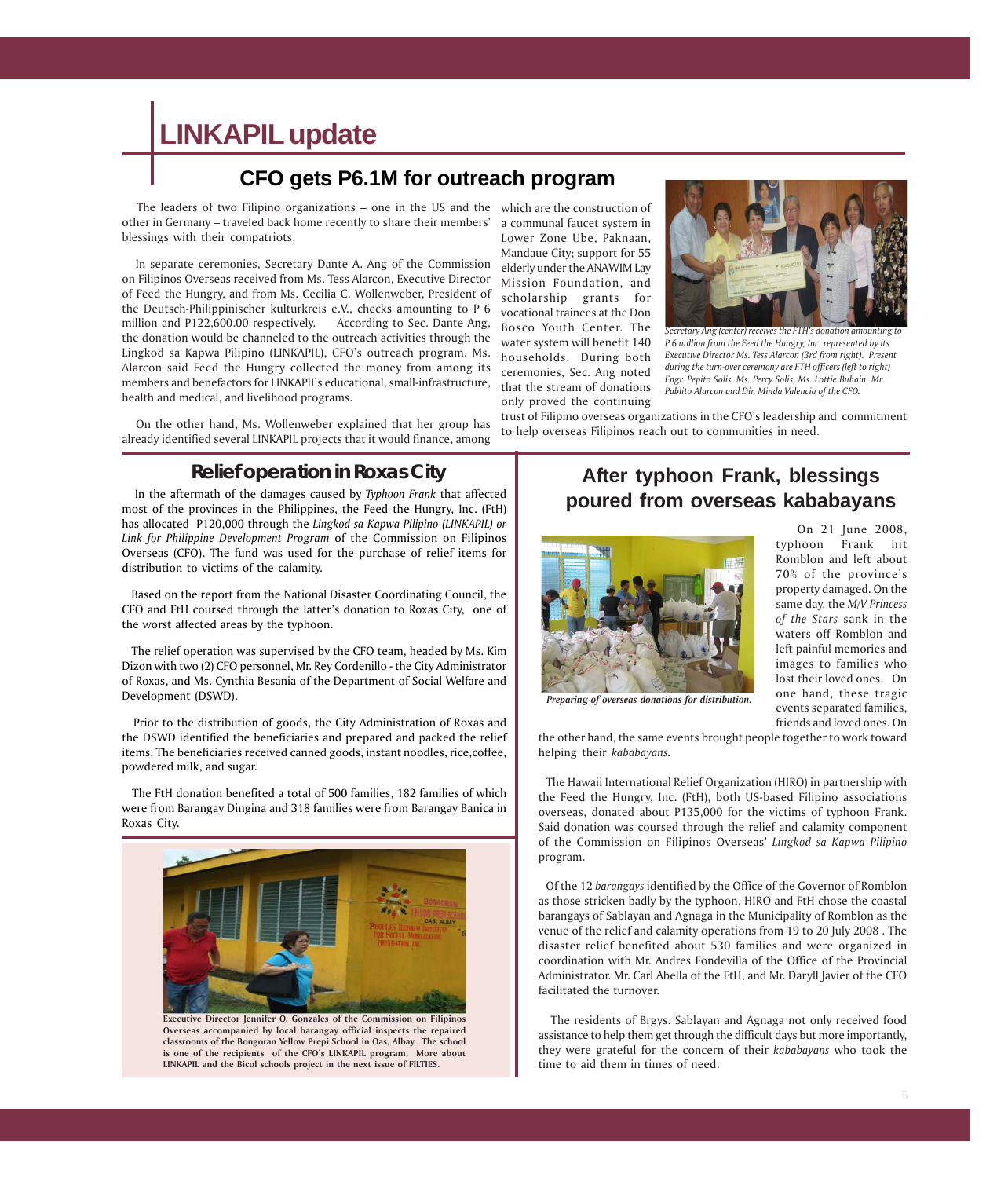# LINKAPIL update

## CFO gets P6.1M for outreach program

The leaders of two Filipino organizations – one in the US and the other in Germany – traveled back home recently to share their members' blessings with their compatriots.

In separate ceremonies, Secretary Dante A. Ang of the Commission on Filipinos Overseas received from Ms. Tess Alarcon, Executive Director of Feed the Hungry, and from Ms. Cecilia C. Wollenweber, President of the Deutsch-Philippinischer kulturkreis e.V., checks amounting to P 6 million and P122,600.00 respectively. According to Sec. Dante Ang, the donation would be channeled to the outreach activities through the Lingkod sa Kapwa Pilipino (LINKAPIL), CFO's outreach program. Ms. Alarcon said Feed the Hungry collected the money from among its members and benefactors for LINKAPIL's educational, small-infrastructure, health and medical, and livelihood programs.

On the other hand, Ms. Wollenweber explained that her group has already identified several LINKAPIL projects that it would finance, among which are the construction of a communal faucet system in Lower Zone Ube, Paknaan, Mandaue City; support for 55 elderly under the ANAWIM Lay Mission Foundation, and scholarship grants for vocational trainees at the Don Bosco Youth Center. The water system will benefit 140 households. During both ceremonies, Sec. Ang noted that the stream of donations only proved the continuing trust of Filipino overseas organizations in the CFO's leadership and commitment to help overseas Filipinos reach out to communities in need.

*Secretary Ang (center) receives the FTH's donation amounting to P 6 million from the Feed the Hungry, Inc. represented by its Executive Director Ms. Tess Alarcon (3rd from right). Present during the turn-over ceremony are FTH officers (left to right) Engr. Pepito Solis, Ms. Percy Solis, Ms. Lottie Buhain, Mr. Pablito Alarcon and Dir. Minda Valencia of the CFO.*

## Relief operation in Roxas City

In the aftermath of the damages caused by *Typhoon Frank* that affected most of the provinces in the Philippines, the Feed the Hungry, Inc. (FtH) has allocated P120,000 through the *Lingkod sa Kapwa Pilipino (LINKAPIL) or Link for Philippine Development Program* of the Commission on Filipinos Overseas (CFO). The fund was used for the purchase of relief items for distribution to victims of the calamity.

Based on the report from the National Disaster Coordinating Council, the CFO and FtH coursed through the latter's donation to Roxas City, one of the worst affected areas by the typhoon.

The relief operation was supervised by the CFO team, headed by Ms. Kim Dizon with two (2) CFO personnel, Mr. Rey Cordenillo - the City Administrator of Roxas, and Ms. Cynthia Besania of the Department of Social Welfare and Development (DSWD).

Prior to the distribution of goods, the City Administration of Roxas and the DSWD identified the beneficiaries and prepared and packed the relief items. The beneficiaries received canned goods, instant noodles, rice,coffee, powdered milk, and sugar.

The FtH donation benefited a total of 500 families, 182 families of which were from Barangay Dingina and 318 families were from Barangay Banica in Roxas City.

**Executive Director Jennifer O. Gonzales of the Commission on Filipinos Overseas accompanied by local barangay official inspects the repaired classrooms of the Bongoran Yellow Prepi School in Oas, Albay. The school is one of the recipients of the CFO's LINKAPIL program. More about LINKAPIL and the Bicol schools project in the next issue of FILTIES.**

## After typhoon Frank, blessings poured from overseas kababayans

***Preparing of overseas donations for distribution.***

On 21 June 2008, typhoon Frank hit Romblon and left about 70% of the province's property damaged. On the same day, the *M/V Princess of the Stars* sank in the waters off Romblon and left painful memories and images to families who lost their loved ones. On one hand, these tragic events separated families, friends and loved ones. On the other hand, the same events brought people together to work toward helping their *kababayans*.

The Hawaii International Relief Organization (HIRO) in partnership with the Feed the Hungry, Inc. (FtH), both US-based Filipino associations overseas, donated about P135,000 for the victims of typhoon Frank. Said donation was coursed through the relief and calamity component of the Commission on Filipinos Overseas' *Lingkod sa Kapwa Pilipino* program.

Of the 12 *barangays* identified by the Office of the Governor of Romblon as those stricken badly by the typhoon, HIRO and FtH chose the coastal barangays of Sablayan and Agnaga in the Municipality of Romblon as the venue of the relief and calamity operations from 19 to 20 July 2008 . The disaster relief benefited about 530 families and were organized in coordination with Mr. Andres Fondevilla of the Office of the Provincial Administrator. Mr. Carl Abella of the FtH, and Mr. Daryll Javier of the CFO facilitated the turnover.

The residents of Brgys. Sablayan and Agnaga not only received food assistance to help them get through the difficult days but more importantly, they were grateful for the concern of their *kababayans* who took the time to aid them in times of need.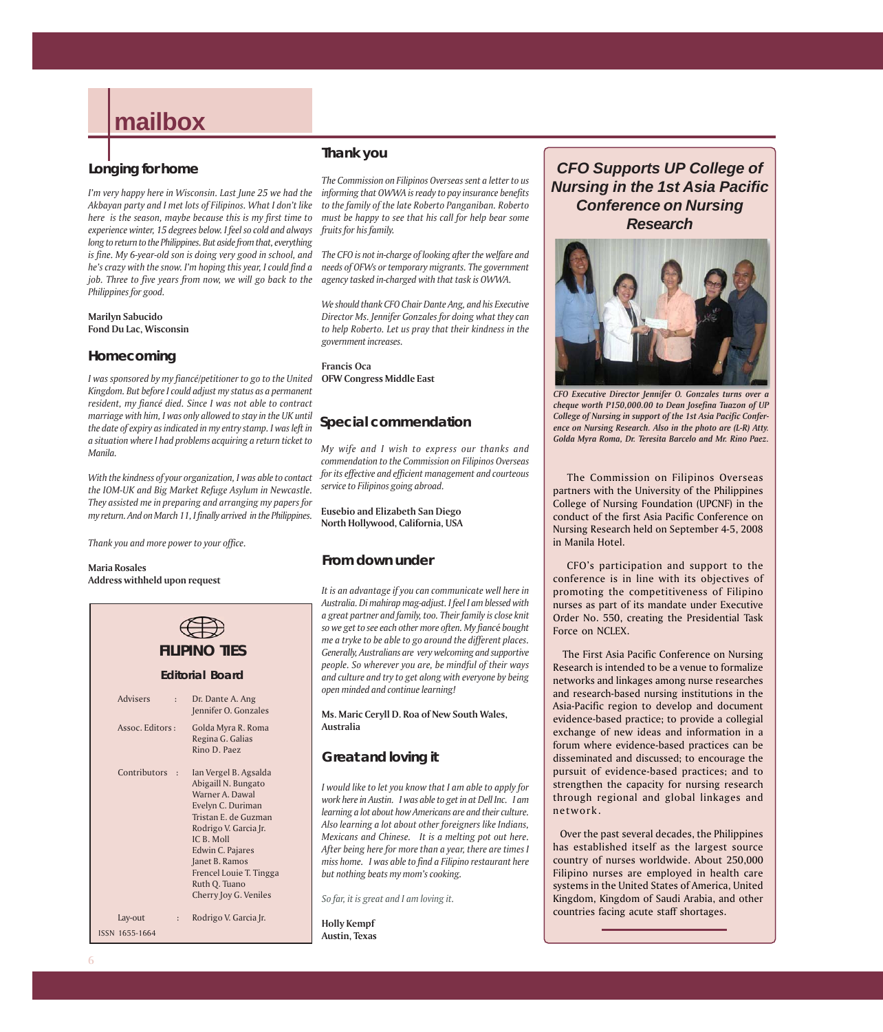# mailbox

## Longing for home

*I'm very happy here in Wisconsin. Last June 25 we had the Akbayan party and I met lots of Filipinos. What I don't like here is the season, maybe because this is my first time to experience winter, 15 degrees below. I feel so cold and always long to return to the Philippines. But aside from that, everything is fine. My 6-year-old son is doing very good in school, and he's crazy with the snow. I'm hoping this year, I could find a job. Three to five years from now, we will go back to the Philippines for good.*

**Marilyn Sabucido**
**Fond Du Lac, Wisconsin**

## Homecoming

*I was sponsored by my fiancé/petitioner to go to the United Kingdom. But before I could adjust my status as a permanent resident, my fiancé died. Since I was not able to contract marriage with him, I was only allowed to stay in the UK until the date of expiry as indicated in my entry stamp. I was left in a situation where I had problems acquiring a return ticket to Manila.*

*With the kindness of your organization, I was able to contact the IOM-UK and Big Market Refuge Asylum in Newcastle. They assisted me in preparing and arranging my papers for my return. And on March 11, I finally arrived in the Philippines.*

*Thank you and more power to your office.*

**Maria Rosales**
**Address withheld upon request**

## Thank you

*The Commission on Filipinos Overseas sent a letter to us informing that OWWA is ready to pay insurance benefits to the family of the late Roberto Panganiban. Roberto must be happy to see that his call for help bear some fruits for his family.*

*The CFO is not in-charge of looking after the welfare and needs of OFWs or temporary migrants. The government agency tasked in-charged with that task is OWWA.*

*We should thank CFO Chair Dante Ang, and his Executive Director Ms. Jennifer Gonzales for doing what they can to help Roberto. Let us pray that their kindness in the government increases.*

**Francis Oca**
**OFW Congress Middle East**

## Special commendation

*My wife and I wish to express our thanks and commendation to the Commission on Filipinos Overseas for its effective and efficient management and courteous service to Filipinos going abroad.*

**Eusebio and Elizabeth San Diego**
**North Hollywood, California, USA**

## From down under

*It is an advantage if you can communicate well here in Australia. Di mahirap mag-adjust. I feel I am blessed with a great partner and family, too. Their family is close knit so we get to see each other more often. My fiancé bought me a tryke to be able to go around the different places. Generally, Australians are very welcoming and supportive people. So wherever you are, be mindful of their ways and culture and try to get along with everyone by being open minded and continue learning!*

**Ms. Maric Ceryll D. Roa of New South Wales, Australia**

## Great and loving it

*I would like to let you know that I am able to apply for work here in Austin. I was able to get in at Dell Inc. I am learning a lot about how Americans are and their culture. Also learning a lot about other foreigners like Indians, Mexicans and Chinese. It is a melting pot out here. After being here for more than a year, there are times I miss home. I was able to find a Filipino restaurant here but nothing beats my mom's cooking.*

*So far, it is great and I am loving it.*

**Holly Kempf**
**Austin, Texas**

## CFO Supports UP College of Nursing in the 1st Asia Pacific Conference on Nursing Research

*CFO Executive Director Jennifer O. Gonzales turns over a cheque worth P150,000.00 to Dean Josefina Tuazon of UP College of Nursing in support of the 1st Asia Pacific Conference on Nursing Research. Also in the photo are (L-R) Atty. Golda Myra Roma, Dr. Teresita Barcelo and Mr. Rino Paez.*

The Commission on Filipinos Overseas partners with the University of the Philippines College of Nursing Foundation (UPCNF) in the conduct of the first Asia Pacific Conference on Nursing Research held on September 4-5, 2008 in Manila Hotel.

CFO's participation and support to the conference is in line with its objectives of promoting the competitiveness of Filipino nurses as part of its mandate under Executive Order No. 550, creating the Presidential Task Force on NCLEX.

The First Asia Pacific Conference on Nursing Research is intended to be a venue to formalize networks and linkages among nurse researches and research-based nursing institutions in the Asia-Pacific region to develop and document evidence-based practice; to provide a collegial exchange of new ideas and information in a forum where evidence-based practices can be disseminated and discussed; to encourage the pursuit of evidence-based practices; and to strengthen the capacity for nursing research through regional and global linkages and network.

Over the past several decades, the Philippines has established itself as the largest source country of nurses worldwide. About 250,000 Filipino nurses are employed in health care systems in the United States of America, United Kingdom, Kingdom of Saudi Arabia, and other countries facing acute staff shortages.

## FILIPINO TIES

### Editorial Board

| | |
|---|---|
| Advisers : | Dr. Dante A. Ang<br>Jennifer O. Gonzales |
| Assoc. Editors : | Golda Myra R. Roma<br>Regina G. Galias<br>Rino D. Paez |
| Contributors : | Ian Vergel B. Agsalda<br>Abigaill N. Bungato<br>Warner A. Dawal<br>Evelyn C. Duriman<br>Tristan E. de Guzman<br>Rodrigo V. Garcia Jr.<br>IC B. Moll<br>Edwin C. Pajares<br>Janet B. Ramos<br>Frencel Louie T. Tingga<br>Ruth Q. Tuano<br>Cherry Joy G. Veniles |
| Lay-out : | Rodrigo V. Garcia Jr. |

ISSN 1655-1664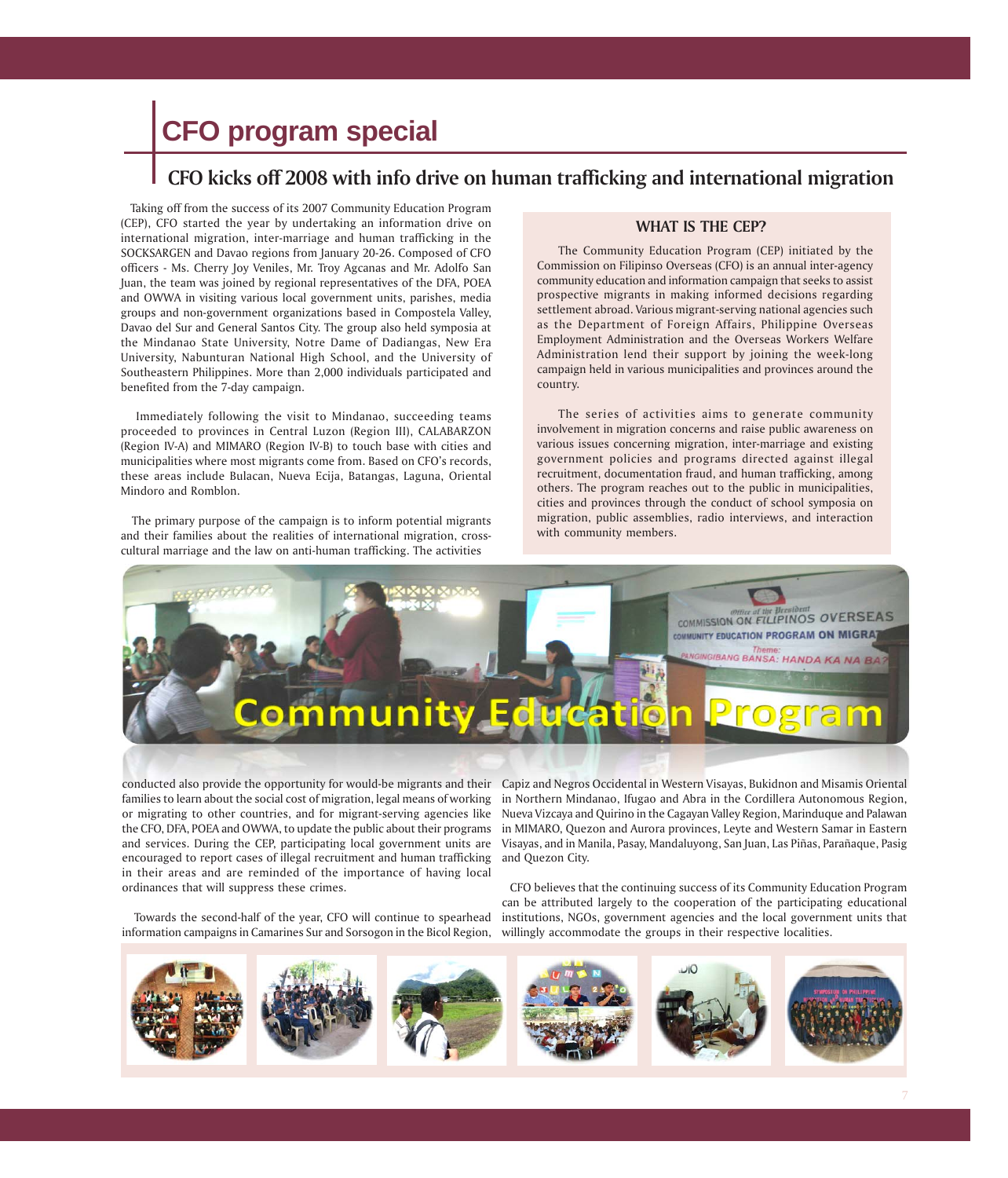# CFO program special

## CFO kicks off 2008 with info drive on human trafficking and international migration

Taking off from the success of its 2007 Community Education Program (CEP), CFO started the year by undertaking an information drive on international migration, inter-marriage and human trafficking in the SOCKSARGEN and Davao regions from January 20-26. Composed of CFO officers - Ms. Cherry Joy Veniles, Mr. Troy Agcanas and Mr. Adolfo San Juan, the team was joined by regional representatives of the DFA, POEA and OWWA in visiting various local government units, parishes, media groups and non-government organizations based in Compostela Valley, Davao del Sur and General Santos City. The group also held symposia at the Mindanao State University, Notre Dame of Dadiangas, New Era University, Nabunturan National High School, and the University of Southeastern Philippines. More than 2,000 individuals participated and benefited from the 7-day campaign.

Immediately following the visit to Mindanao, succeeding teams proceeded to provinces in Central Luzon (Region III), CALABARZON (Region IV-A) and MIMARO (Region IV-B) to touch base with cities and municipalities where most migrants come from. Based on CFO's records, these areas include Bulacan, Nueva Ecija, Batangas, Laguna, Oriental Mindoro and Romblon.

The primary purpose of the campaign is to inform potential migrants and their families about the realities of international migration, cross-cultural marriage and the law on anti-human trafficking. The activities conducted also provide the opportunity for would-be migrants and their families to learn about the social cost of migration, legal means of working or migrating to other countries, and for migrant-serving agencies like the CFO, DFA, POEA and OWWA, to update the public about their programs and services. During the CEP, participating local government units are encouraged to report cases of illegal recruitment and human trafficking in their areas and are reminded of the importance of having local ordinances that will suppress these crimes.

Towards the second-half of the year, CFO will continue to spearhead information campaigns in Camarines Sur and Sorsogon in the Bicol Region, Capiz and Negros Occidental in Western Visayas, Bukidnon and Misamis Oriental in Northern Mindanao, Ifugao and Abra in the Cordillera Autonomous Region, Nueva Vizcaya and Quirino in the Cagayan Valley Region, Marinduque and Palawan in MIMARO, Quezon and Aurora provinces, Leyte and Western Samar in Eastern Visayas, and in Manila, Pasay, Mandaluyong, San Juan, Las Piñas, Parañaque, Pasig and Quezon City.

CFO believes that the continuing success of its Community Education Program can be attributed largely to the cooperation of the participating educational institutions, NGOs, government agencies and the local government units that willingly accommodate the groups in their respective localities.

### WHAT IS THE CEP?

The Community Education Program (CEP) initiated by the Commission on Filipinso Overseas (CFO) is an annual inter-agency community education and information campaign that seeks to assist prospective migrants in making informed decisions regarding settlement abroad. Various migrant-serving national agencies such as the Department of Foreign Affairs, Philippine Overseas Employment Administration and the Overseas Workers Welfare Administration lend their support by joining the week-long campaign held in various municipalities and provinces around the country.

The series of activities aims to generate community involvement in migration concerns and raise public awareness on various issues concerning migration, inter-marriage and existing government policies and programs directed against illegal recruitment, documentation fraud, and human trafficking, among others. The program reaches out to the public in municipalities, cities and provinces through the conduct of school symposia on migration, public assemblies, radio interviews, and interaction with community members.

**Community Education Program**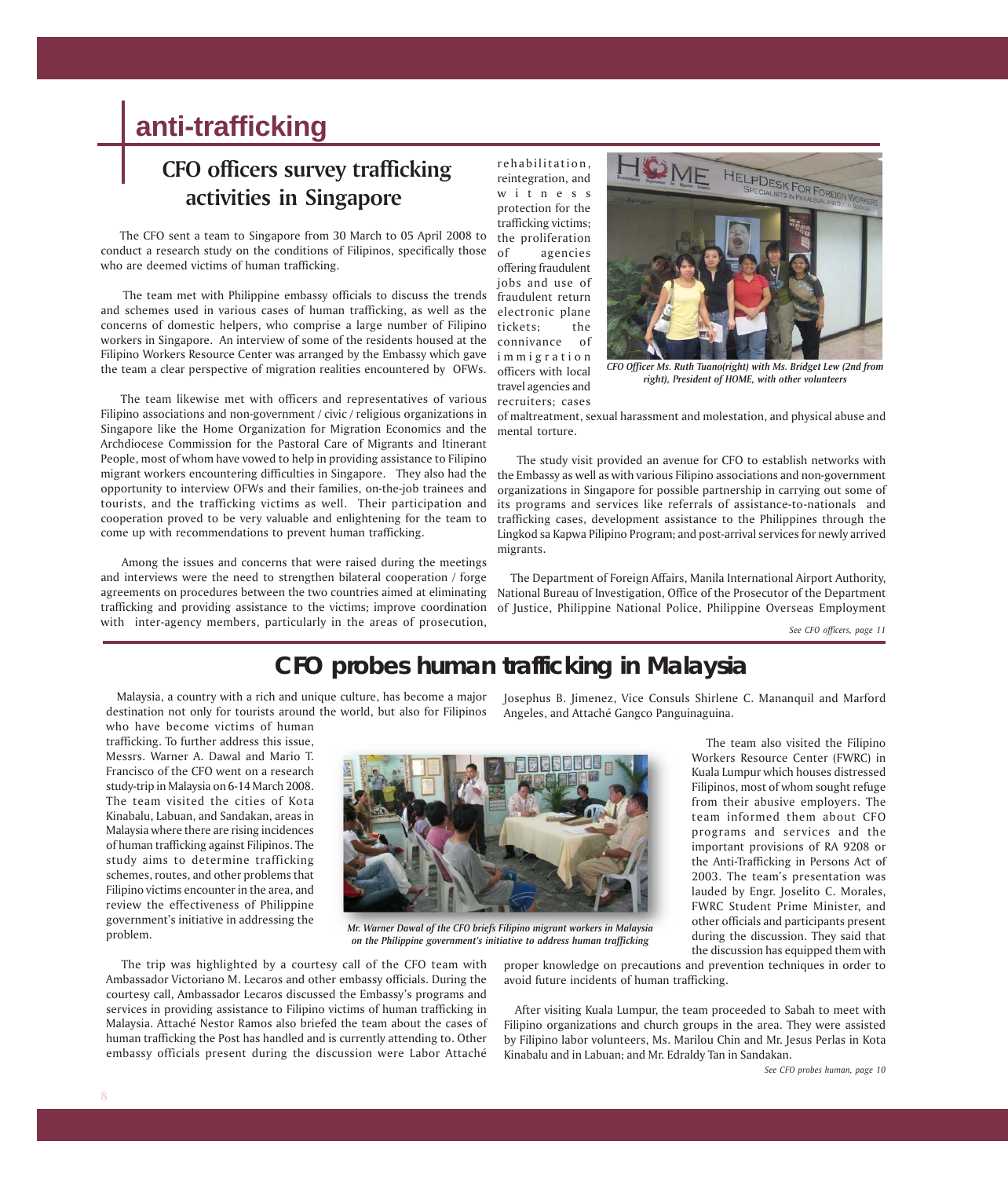## anti-trafficking

# CFO officers survey trafficking activities in Singapore

The CFO sent a team to Singapore from 30 March to 05 April 2008 to conduct a research study on the conditions of Filipinos, specifically those who are deemed victims of human trafficking.

The team met with Philippine embassy officials to discuss the trends and schemes used in various cases of human trafficking, as well as the concerns of domestic helpers, who comprise a large number of Filipino workers in Singapore. An interview of some of the residents housed at the Filipino Workers Resource Center was arranged by the Embassy which gave the team a clear perspective of migration realities encountered by OFWs.

The team likewise met with officers and representatives of various Filipino associations and non-government / civic / religious organizations in Singapore like the Home Organization for Migration Economics and the Archdiocese Commission for the Pastoral Care of Migrants and Itinerant People, most of whom have vowed to help in providing assistance to Filipino migrant workers encountering difficulties in Singapore. They also had the opportunity to interview OFWs and their families, on-the-job trainees and tourists, and the trafficking victims as well. Their participation and cooperation proved to be very valuable and enlightening for the team to come up with recommendations to prevent human trafficking.

Among the issues and concerns that were raised during the meetings and interviews were the need to strengthen bilateral cooperation / forge agreements on procedures between the two countries aimed at eliminating trafficking and providing assistance to the victims; improve coordination with inter-agency members, particularly in the areas of prosecution, rehabilitation, reintegration, and witness protection for the trafficking victims; the proliferation of agencies offering fraudulent jobs and use of fraudulent return electronic plane tickets; the connivance of immigration officers with local travel agencies and recruiters; cases of maltreatment, sexual harassment and molestation, and physical abuse and mental torture.

*CFO Officer Ms. Ruth Tuano(right) with Ms. Bridget Lew (2nd from right), President of HOME, with other volunteers*

The study visit provided an avenue for CFO to establish networks with the Embassy as well as with various Filipino associations and non-government organizations in Singapore for possible partnership in carrying out some of its programs and services like referrals of assistance-to-nationals and trafficking cases, development assistance to the Philippines through the Lingkod sa Kapwa Pilipino Program; and post-arrival services for newly arrived migrants.

The Department of Foreign Affairs, Manila International Airport Authority, National Bureau of Investigation, Office of the Prosecutor of the Department of Justice, Philippine National Police, Philippine Overseas Employment

*See CFO officers, page 11*

# CFO probes human trafficking in Malaysia

Malaysia, a country with a rich and unique culture, has become a major destination not only for tourists around the world, but also for Filipinos who have become victims of human trafficking. To further address this issue, Messrs. Warner A. Dawal and Mario T. Francisco of the CFO went on a research study-trip in Malaysia on 6-14 March 2008. The team visited the cities of Kota Kinabalu, Labuan, and Sandakan, areas in Malaysia where there are rising incidences of human trafficking against Filipinos. The study aims to determine trafficking schemes, routes, and other problems that Filipino victims encounter in the area, and review the effectiveness of Philippine government's initiative in addressing the problem.

*Mr. Warner Dawal of the CFO briefs Filipino migrant workers in Malaysia on the Philippine government's initiative to address human trafficking*

The trip was highlighted by a courtesy call of the CFO team with Ambassador Victoriano M. Lecaros and other embassy officials. During the courtesy call, Ambassador Lecaros discussed the Embassy's programs and services in providing assistance to Filipino victims of human trafficking in Malaysia. Attaché Nestor Ramos also briefed the team about the cases of human trafficking the Post has handled and is currently attending to. Other embassy officials present during the discussion were Labor Attaché Josephus B. Jimenez, Vice Consuls Shirlene C. Mananquil and Marford Angeles, and Attaché Gangco Panguinaguina.

The team also visited the Filipino Workers Resource Center (FWRC) in Kuala Lumpur which houses distressed Filipinos, most of whom sought refuge from their abusive employers. The team informed them about CFO programs and services and the important provisions of RA 9208 or the Anti-Trafficking in Persons Act of 2003. The team's presentation was lauded by Engr. Joselito C. Morales, FWRC Student Prime Minister, and other officials and participants present during the discussion. They said that the discussion has equipped them with proper knowledge on precautions and prevention techniques in order to avoid future incidents of human trafficking.

After visiting Kuala Lumpur, the team proceeded to Sabah to meet with Filipino organizations and church groups in the area. They were assisted by Filipino labor volunteers, Ms. Marilou Chin and Mr. Jesus Perlas in Kota Kinabalu and in Labuan; and Mr. Edraldy Tan in Sandakan.

*See CFO probes human, page 10*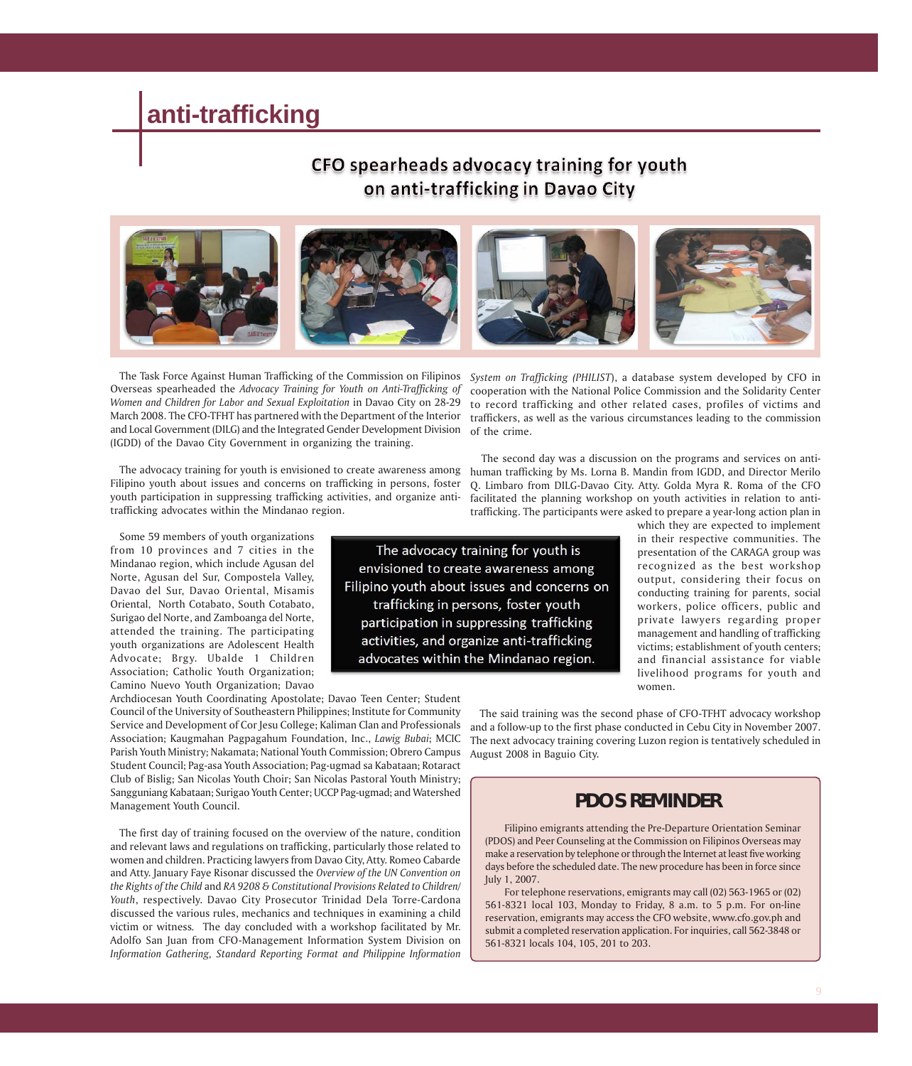# anti-trafficking

## CFO spearheads advocacy training for youth on anti-trafficking in Davao City

The Task Force Against Human Trafficking of the Commission on Filipinos Overseas spearheaded the *Advocacy Training for Youth on Anti-Trafficking of Women and Children for Labor and Sexual Exploitation* in Davao City on 28-29 March 2008. The CFO-TFHT has partnered with the Department of the Interior and Local Government (DILG) and the Integrated Gender Development Division (IGDD) of the Davao City Government in organizing the training.

The advocacy training for youth is envisioned to create awareness among Filipino youth about issues and concerns on trafficking in persons, foster youth participation in suppressing trafficking activities, and organize anti-trafficking advocates within the Mindanao region.

Some 59 members of youth organizations from 10 provinces and 7 cities in the Mindanao region, which include Agusan del Norte, Agusan del Sur, Compostela Valley, Davao del Sur, Davao Oriental, Misamis Oriental, North Cotabato, South Cotabato, Surigao del Norte, and Zamboanga del Norte, attended the training. The participating youth organizations are Adolescent Health Advocate; Brgy. Ubalde I Children Association; Catholic Youth Organization; Camino Nuevo Youth Organization; Davao Archdiocesan Youth Coordinating Apostolate; Davao Teen Center; Student Council of the University of Southeastern Philippines; Institute for Community Service and Development of Cor Jesu College; Kaliman Clan and Professionals Association; Kaugmahan Pagpagahum Foundation, Inc., *Lawig Bubai*; MCIC Parish Youth Ministry; Nakamata; National Youth Commission; Obrero Campus Student Council; Pag-asa Youth Association; Pag-ugmad sa Kabataan; Rotaract Club of Bislig; San Nicolas Youth Choir; San Nicolas Pastoral Youth Ministry; Sangguniang Kabataan; Surigao Youth Center; UCCP Pag-ugmad; and Watershed Management Youth Council.

> The advocacy training for youth is envisioned to create awareness among Filipino youth about issues and concerns on trafficking in persons, foster youth participation in suppressing trafficking activities, and organize anti-trafficking advocates within the Mindanao region.

The first day of training focused on the overview of the nature, condition and relevant laws and regulations on trafficking, particularly those related to women and children. Practicing lawyers from Davao City, Atty. Romeo Cabarde and Atty. January Faye Risonar discussed the *Overview of the UN Convention on the Rights of the Child* and *RA 9208 & Constitutional Provisions Related to Children/Youth*, respectively. Davao City Prosecutor Trinidad Dela Torre-Cardona discussed the various rules, mechanics and techniques in examining a child victim or witness. The day concluded with a workshop facilitated by Mr. Adolfo San Juan from CFO-Management Information System Division on *Information Gathering, Standard Reporting Format and Philippine Information System on Trafficking (PHILIST)*, a database system developed by CFO in cooperation with the National Police Commission and the Solidarity Center to record trafficking and other related cases, profiles of victims and traffickers, as well as the various circumstances leading to the commission of the crime.

The second day was a discussion on the programs and services on anti-human trafficking by Ms. Lorna B. Mandin from IGDD, and Director Merilo Q. Limbaro from DILG-Davao City. Atty. Golda Myra R. Roma of the CFO facilitated the planning workshop on youth activities in relation to anti-trafficking. The participants were asked to prepare a year-long action plan in which they are expected to implement in their respective communities. The presentation of the CARAGA group was recognized as the best workshop output, considering their focus on conducting training for parents, social workers, police officers, public and private lawyers regarding proper management and handling of trafficking victims; establishment of youth centers; and financial assistance for viable livelihood programs for youth and women.

The said training was the second phase of CFO-TFHT advocacy workshop and a follow-up to the first phase conducted in Cebu City in November 2007. The next advocacy training covering Luzon region is tentatively scheduled in August 2008 in Baguio City.

### PDOS REMINDER

Filipino emigrants attending the Pre-Departure Orientation Seminar (PDOS) and Peer Counseling at the Commission on Filipinos Overseas may make a reservation by telephone or through the Internet at least five working days before the scheduled date. The new procedure has been in force since July 1, 2007.

For telephone reservations, emigrants may call (02) 563-1965 or (02) 561-8321 local 103, Monday to Friday, 8 a.m. to 5 p.m. For on-line reservation, emigrants may access the CFO website, www.cfo.gov.ph and submit a completed reservation application. For inquiries, call 562-3848 or 561-8321 locals 104, 105, 201 to 203.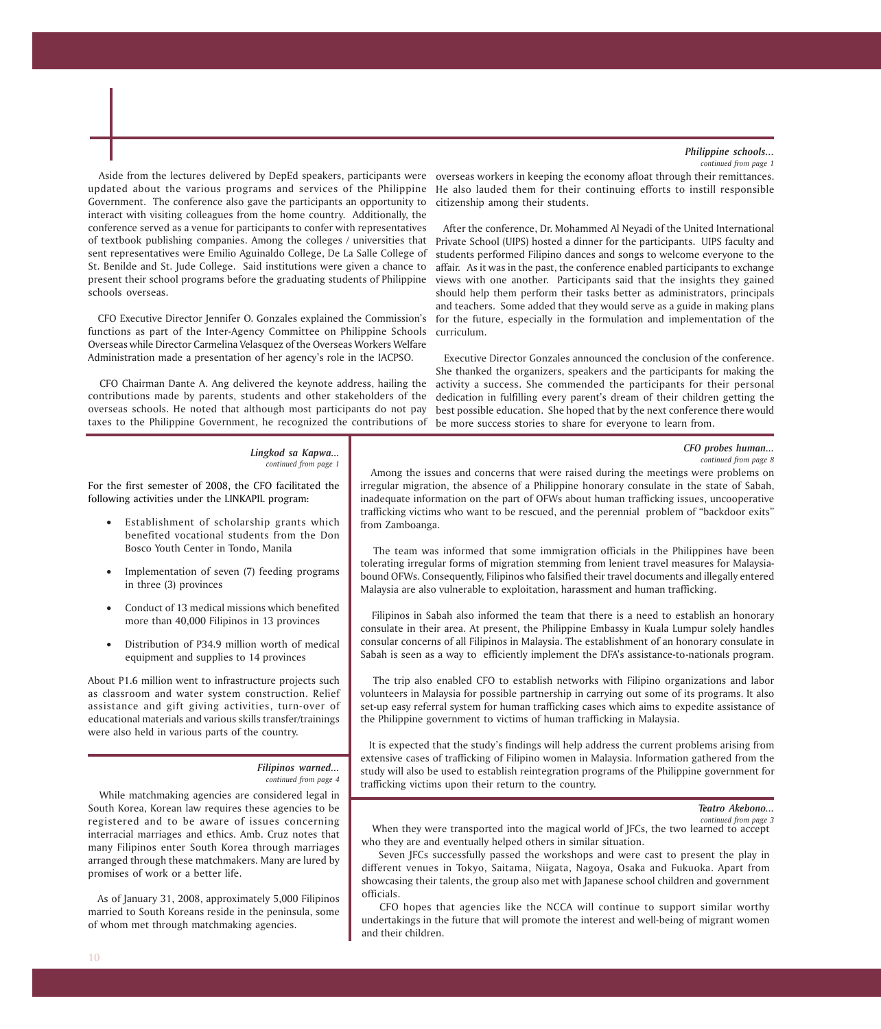*Philippine schools...*
*continued from page 1*

Aside from the lectures delivered by DepEd speakers, participants were updated about the various programs and services of the Philippine Government. The conference also gave the participants an opportunity to interact with visiting colleagues from the home country. Additionally, the conference served as a venue for participants to confer with representatives of textbook publishing companies. Among the colleges / universities that sent representatives were Emilio Aguinaldo College, De La Salle College of St. Benilde and St. Jude College. Said institutions were given a chance to present their school programs before the graduating students of Philippine schools overseas.

CFO Executive Director Jennifer O. Gonzales explained the Commission's functions as part of the Inter-Agency Committee on Philippine Schools Overseas while Director Carmelina Velasquez of the Overseas Workers Welfare Administration made a presentation of her agency's role in the IACPSO.

CFO Chairman Dante A. Ang delivered the keynote address, hailing the contributions made by parents, students and other stakeholders of the overseas schools. He noted that although most participants do not pay taxes to the Philippine Government, he recognized the contributions of overseas workers in keeping the economy afloat through their remittances. He also lauded them for their continuing efforts to instill responsible citizenship among their students.

After the conference, Dr. Mohammed Al Neyadi of the United International Private School (UIPS) hosted a dinner for the participants. UIPS faculty and students performed Filipino dances and songs to welcome everyone to the affair. As it was in the past, the conference enabled participants to exchange views with one another. Participants said that the insights they gained should help them perform their tasks better as administrators, principals and teachers. Some added that they would serve as a guide in making plans for the future, especially in the formulation and implementation of the curriculum.

Executive Director Gonzales announced the conclusion of the conference. She thanked the organizers, speakers and the participants for making the activity a success. She commended the participants for their personal dedication in fulfilling every parent's dream of their children getting the best possible education. She hoped that by the next conference there would be more success stories to share for everyone to learn from.

---

*Lingkod sa Kapwa...*
*continued from page 1*

For the first semester of 2008, the CFO facilitated the following activities under the LINKAPIL program:

- Establishment of scholarship grants which benefited vocational students from the Don Bosco Youth Center in Tondo, Manila
- Implementation of seven (7) feeding programs in three (3) provinces
- Conduct of 13 medical missions which benefited more than 40,000 Filipinos in 13 provinces
- Distribution of P34.9 million worth of medical equipment and supplies to 14 provinces

About P1.6 million went to infrastructure projects such as classroom and water system construction. Relief assistance and gift giving activities, turn-over of educational materials and various skills transfer/trainings were also held in various parts of the country.

---

*Filipinos warned...*
*continued from page 4*

While matchmaking agencies are considered legal in South Korea, Korean law requires these agencies to be registered and to be aware of issues concerning interracial marriages and ethics. Amb. Cruz notes that many Filipinos enter South Korea through marriages arranged through these matchmakers. Many are lured by promises of work or a better life.

As of January 31, 2008, approximately 5,000 Filipinos married to South Koreans reside in the peninsula, some of whom met through matchmaking agencies.

---

*CFO probes human...*
*continued from page 8*

Among the issues and concerns that were raised during the meetings were problems on irregular migration, the absence of a Philippine honorary consulate in the state of Sabah, inadequate information on the part of OFWs about human trafficking issues, uncooperative trafficking victims who want to be rescued, and the perennial problem of "backdoor exits" from Zamboanga.

The team was informed that some immigration officials in the Philippines have been tolerating irregular forms of migration stemming from lenient travel measures for Malaysia-bound OFWs. Consequently, Filipinos who falsified their travel documents and illegally entered Malaysia are also vulnerable to exploitation, harassment and human trafficking.

Filipinos in Sabah also informed the team that there is a need to establish an honorary consulate in their area. At present, the Philippine Embassy in Kuala Lumpur solely handles consular concerns of all Filipinos in Malaysia. The establishment of an honorary consulate in Sabah is seen as a way to efficiently implement the DFA's assistance-to-nationals program.

The trip also enabled CFO to establish networks with Filipino organizations and labor volunteers in Malaysia for possible partnership in carrying out some of its programs. It also set-up easy referral system for human trafficking cases which aims to expedite assistance of the Philippine government to victims of human trafficking in Malaysia.

It is expected that the study's findings will help address the current problems arising from extensive cases of trafficking of Filipino women in Malaysia. Information gathered from the study will also be used to establish reintegration programs of the Philippine government for trafficking victims upon their return to the country.

---

*Teatro Akebono...*
*continued from page 3*

When they were transported into the magical world of JFCs, the two learned to accept who they are and eventually helped others in similar situation.

Seven JFCs successfully passed the workshops and were cast to present the play in different venues in Tokyo, Saitama, Niigata, Nagoya, Osaka and Fukuoka. Apart from showcasing their talents, the group also met with Japanese school children and government officials.

CFO hopes that agencies like the NCCA will continue to support similar worthy undertakings in the future that will promote the interest and well-being of migrant women and their children.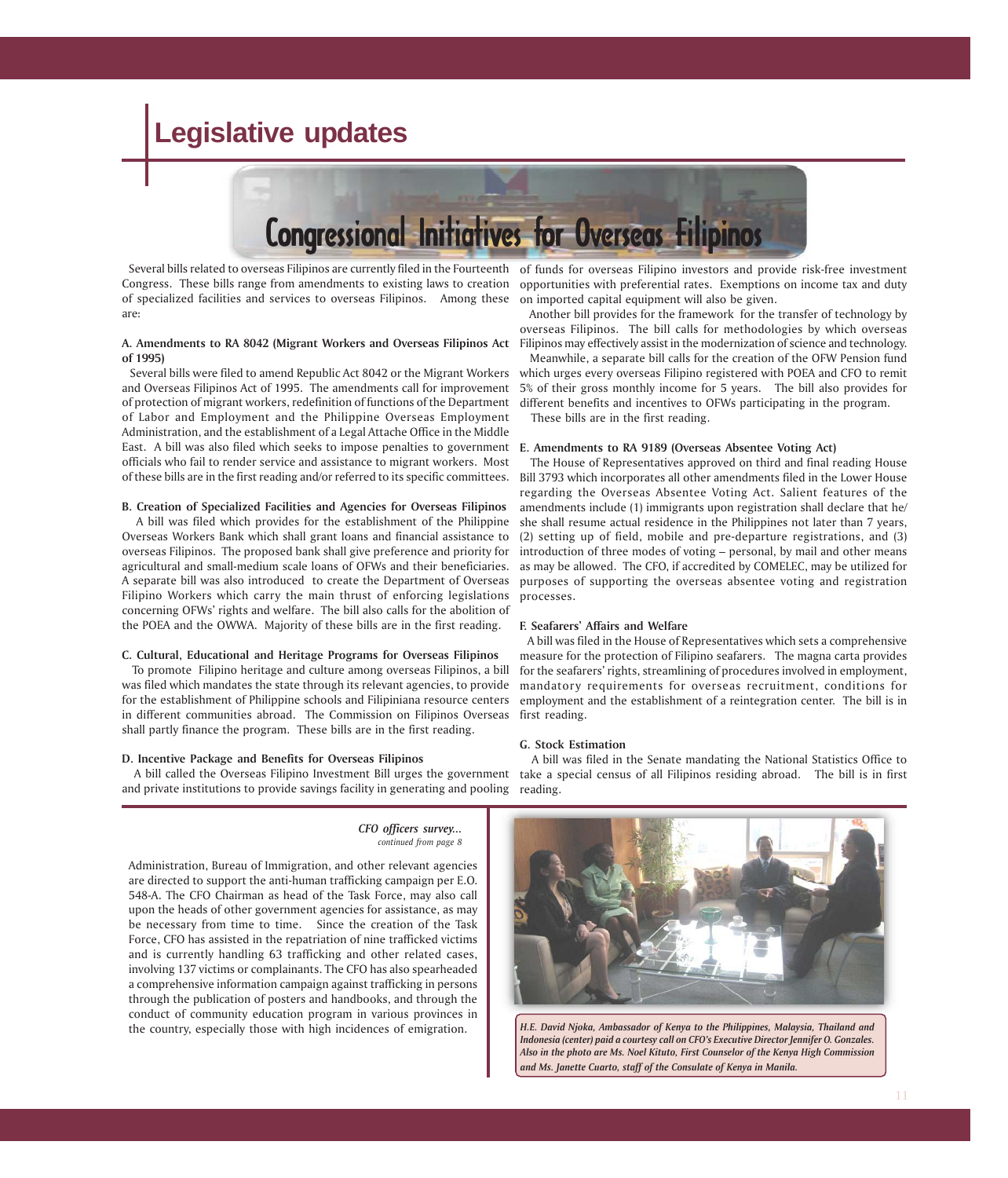# Legislative updates

## Congressional Initiatives for Overseas Filipinos

Several bills related to overseas Filipinos are currently filed in the Fourteenth Congress. These bills range from amendments to existing laws to creation of specialized facilities and services to overseas Filipinos. Among these are:

**A. Amendments to RA 8042 (Migrant Workers and Overseas Filipinos Act of 1995)**

Several bills were filed to amend Republic Act 8042 or the Migrant Workers and Overseas Filipinos Act of 1995. The amendments call for improvement of protection of migrant workers, redefinition of functions of the Department of Labor and Employment and the Philippine Overseas Employment Administration, and the establishment of a Legal Attache Office in the Middle East. A bill was also filed which seeks to impose penalties to government officials who fail to render service and assistance to migrant workers. Most of these bills are in the first reading and/or referred to its specific committees.

**B. Creation of Specialized Facilities and Agencies for Overseas Filipinos**

A bill was filed which provides for the establishment of the Philippine Overseas Workers Bank which shall grant loans and financial assistance to overseas Filipinos. The proposed bank shall give preference and priority for agricultural and small-medium scale loans of OFWs and their beneficiaries. A separate bill was also introduced to create the Department of Overseas Filipino Workers which carry the main thrust of enforcing legislations concerning OFWs' rights and welfare. The bill also calls for the abolition of the POEA and the OWWA. Majority of these bills are in the first reading.

**C. Cultural, Educational and Heritage Programs for Overseas Filipinos**

To promote Filipino heritage and culture among overseas Filipinos, a bill was filed which mandates the state through its relevant agencies, to provide for the establishment of Philippine schools and Filipiniana resource centers in different communities abroad. The Commission on Filipinos Overseas shall partly finance the program. These bills are in the first reading.

**D. Incentive Package and Benefits for Overseas Filipinos**

A bill called the Overseas Filipino Investment Bill urges the government and private institutions to provide savings facility in generating and pooling of funds for overseas Filipino investors and provide risk-free investment opportunities with preferential rates. Exemptions on income tax and duty on imported capital equipment will also be given.

Another bill provides for the framework for the transfer of technology by overseas Filipinos. The bill calls for methodologies by which overseas Filipinos may effectively assist in the modernization of science and technology.

Meanwhile, a separate bill calls for the creation of the OFW Pension fund which urges every overseas Filipino registered with POEA and CFO to remit 5% of their gross monthly income for 5 years. The bill also provides for different benefits and incentives to OFWs participating in the program.

These bills are in the first reading.

**E. Amendments to RA 9189 (Overseas Absentee Voting Act)**

The House of Representatives approved on third and final reading House Bill 3793 which incorporates all other amendments filed in the Lower House regarding the Overseas Absentee Voting Act. Salient features of the amendments include (1) immigrants upon registration shall declare that he/she shall resume actual residence in the Philippines not later than 7 years, (2) setting up of field, mobile and pre-departure registrations, and (3) introduction of three modes of voting – personal, by mail and other means as may be allowed. The CFO, if accredited by COMELEC, may be utilized for purposes of supporting the overseas absentee voting and registration processes.

**F. Seafarers' Affairs and Welfare**

A bill was filed in the House of Representatives which sets a comprehensive measure for the protection of Filipino seafarers. The magna carta provides for the seafarers' rights, streamlining of procedures involved in employment, mandatory requirements for overseas recruitment, conditions for employment and the establishment of a reintegration center. The bill is in first reading.

**G. Stock Estimation**

A bill was filed in the Senate mandating the National Statistics Office to take a special census of all Filipinos residing abroad. The bill is in first reading.

***CFO officers survey...***
*continued from page 8*

Administration, Bureau of Immigration, and other relevant agencies are directed to support the anti-human trafficking campaign per E.O. 548-A. The CFO Chairman as head of the Task Force, may also call upon the heads of other government agencies for assistance, as may be necessary from time to time. Since the creation of the Task Force, CFO has assisted in the repatriation of nine trafficked victims and is currently handling 63 trafficking and other related cases, involving 137 victims or complainants. The CFO has also spearheaded a comprehensive information campaign against trafficking in persons through the publication of posters and handbooks, and through the conduct of community education program in various provinces in the country, especially those with high incidences of emigration.

*H.E. David Njoka, Ambassador of Kenya to the Philippines, Malaysia, Thailand and Indonesia (center) paid a courtesy call on CFO's Executive Director Jennifer O. Gonzales. Also in the photo are Ms. Noel Kituto, First Counselor of the Kenya High Commission and Ms. Janette Cuarto, staff of the Consulate of Kenya in Manila.*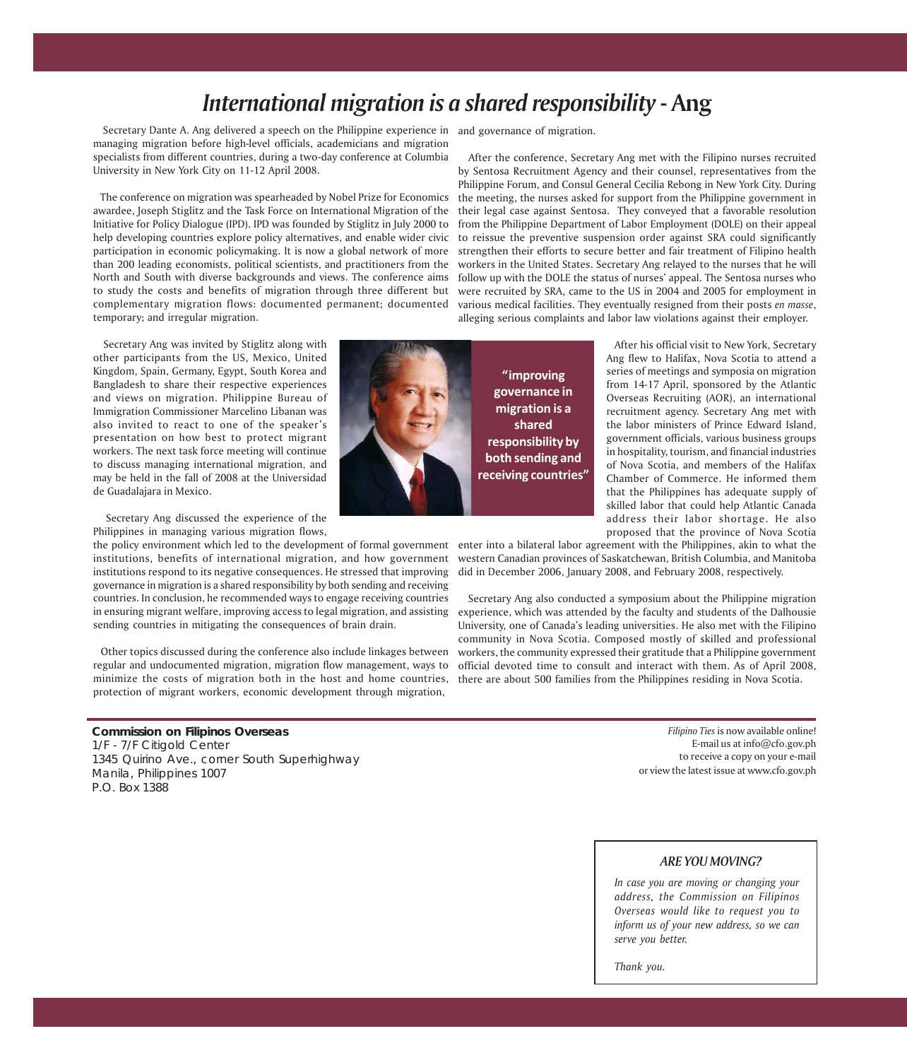# *International migration is a shared responsibility* - Ang

Secretary Dante A. Ang delivered a speech on the Philippine experience in managing migration before high-level officials, academicians and migration specialists from different countries, during a two-day conference at Columbia University in New York City on 11-12 April 2008.

The conference on migration was spearheaded by Nobel Prize for Economics awardee, Joseph Stiglitz and the Task Force on International Migration of the Initiative for Policy Dialogue (IPD). IPD was founded by Stiglitz in July 2000 to help developing countries explore policy alternatives, and enable wider civic participation in economic policymaking. It is now a global network of more than 200 leading economists, political scientists, and practitioners from the North and South with diverse backgrounds and views. The conference aims to study the costs and benefits of migration through three different but complementary migration flows: documented permanent; documented temporary; and irregular migration.

Secretary Ang was invited by Stiglitz along with other participants from the US, Mexico, United Kingdom, Spain, Germany, Egypt, South Korea and Bangladesh to share their respective experiences and views on migration. Philippine Bureau of Immigration Commissioner Marcelino Libanan was also invited to react to one of the speaker's presentation on how best to protect migrant workers. The next task force meeting will continue to discuss managing international migration, and may be held in the fall of 2008 at the Universidad de Guadalajara in Mexico.

**"improving governance in migration is a shared responsibility by both sending and receiving countries"**

Secretary Ang discussed the experience of the Philippines in managing various migration flows, the policy environment which led to the development of formal government institutions, benefits of international migration, and how government institutions respond to its negative consequences. He stressed that improving governance in migration is a shared responsibility by both sending and receiving countries. In conclusion, he recommended ways to engage receiving countries in ensuring migrant welfare, improving access to legal migration, and assisting sending countries in mitigating the consequences of brain drain.

Other topics discussed during the conference also include linkages between regular and undocumented migration, migration flow management, ways to minimize the costs of migration both in the host and home countries, protection of migrant workers, economic development through migration, and governance of migration.

After the conference, Secretary Ang met with the Filipino nurses recruited by Sentosa Recruitment Agency and their counsel, representatives from the Philippine Forum, and Consul General Cecilia Rebong in New York City. During the meeting, the nurses asked for support from the Philippine government in their legal case against Sentosa. They conveyed that a favorable resolution from the Philippine Department of Labor Employment (DOLE) on their appeal to reissue the preventive suspension order against SRA could significantly strengthen their efforts to secure better and fair treatment of Filipino health workers in the United States. Secretary Ang relayed to the nurses that he will follow up with the DOLE the status of nurses' appeal. The Sentosa nurses who were recruited by SRA, came to the US in 2004 and 2005 for employment in various medical facilities. They eventually resigned from their posts *en masse*, alleging serious complaints and labor law violations against their employer.

After his official visit to New York, Secretary Ang flew to Halifax, Nova Scotia to attend a series of meetings and symposia on migration from 14-17 April, sponsored by the Atlantic Overseas Recruiting (AOR), an international recruitment agency. Secretary Ang met with the labor ministers of Prince Edward Island, government officials, various business groups in hospitality, tourism, and financial industries of Nova Scotia, and members of the Halifax Chamber of Commerce. He informed them that the Philippines has adequate supply of skilled labor that could help Atlantic Canada address their labor shortage. He also proposed that the province of Nova Scotia enter into a bilateral labor agreement with the Philippines, akin to what the western Canadian provinces of Saskatchewan, British Columbia, and Manitoba did in December 2006, January 2008, and February 2008, respectively.

Secretary Ang also conducted a symposium about the Philippine migration experience, which was attended by the faculty and students of the Dalhousie University, one of Canada's leading universities. He also met with the Filipino community in Nova Scotia. Composed mostly of skilled and professional workers, the community expressed their gratitude that a Philippine government official devoted time to consult and interact with them. As of April 2008, there are about 500 families from the Philippines residing in Nova Scotia.

**Commission on Filipinos Overseas**
1/F - 7/F Citigold Center
1345 Quirino Ave., corner South Superhighway
Manila, Philippines 1007
P.O. Box 1388

*Filipino Ties* is now available online!
E-mail us at info@cfo.gov.ph
to receive a copy on your e-mail
or view the latest issue at www.cfo.gov.ph

***ARE YOU MOVING?***

*In case you are moving or changing your address, the Commission on Filipinos Overseas would like to request you to inform us of your new address, so we can serve you better.*

*Thank you.*